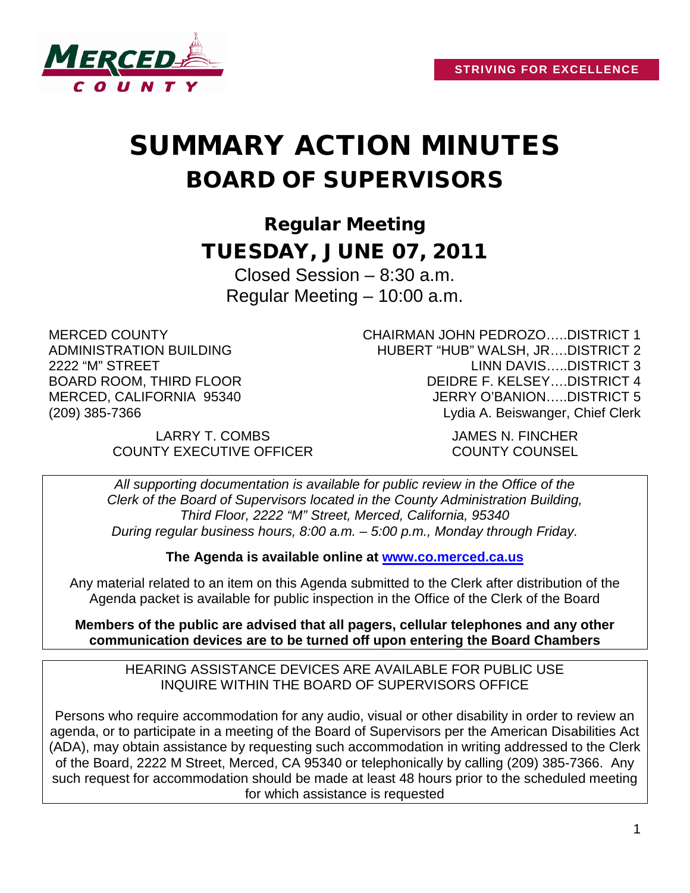STRIVING FOR EXCELLENCE

# SUMMARY ACTION MINUTES
# BOARD OF SUPERVISORS

## Regular Meeting
## TUESDAY, JUNE 07, 2011

Closed Session – 8:30 a.m.
Regular Meeting – 10:00 a.m.

MERCED COUNTY
ADMINISTRATION BUILDING
2222 "M" STREET
BOARD ROOM, THIRD FLOOR
MERCED, CALIFORNIA 95340
(209) 385-7366

CHAIRMAN JOHN PEDROZO…..DISTRICT 1
HUBERT "HUB" WALSH, JR….DISTRICT 2
LINN DAVIS…..DISTRICT 3
DEIDRE F. KELSEY….DISTRICT 4
JERRY O'BANION…..DISTRICT 5
Lydia A. Beiswanger, Chief Clerk

LARRY T. COMBS
COUNTY EXECUTIVE OFFICER

JAMES N. FINCHER
COUNTY COUNSEL

*All supporting documentation is available for public review in the Office of the Clerk of the Board of Supervisors located in the County Administration Building, Third Floor, 2222 "M" Street, Merced, California, 95340 During regular business hours, 8:00 a.m. – 5:00 p.m., Monday through Friday.*

**The Agenda is available online at [www.co.merced.ca.us](http://www.co.merced.ca.us)**

Any material related to an item on this Agenda submitted to the Clerk after distribution of the Agenda packet is available for public inspection in the Office of the Clerk of the Board

**Members of the public are advised that all pagers, cellular telephones and any other communication devices are to be turned off upon entering the Board Chambers**

HEARING ASSISTANCE DEVICES ARE AVAILABLE FOR PUBLIC USE
INQUIRE WITHIN THE BOARD OF SUPERVISORS OFFICE

Persons who require accommodation for any audio, visual or other disability in order to review an agenda, or to participate in a meeting of the Board of Supervisors per the American Disabilities Act (ADA), may obtain assistance by requesting such accommodation in writing addressed to the Clerk of the Board, 2222 M Street, Merced, CA 95340 or telephonically by calling (209) 385-7366. Any such request for accommodation should be made at least 48 hours prior to the scheduled meeting for which assistance is requested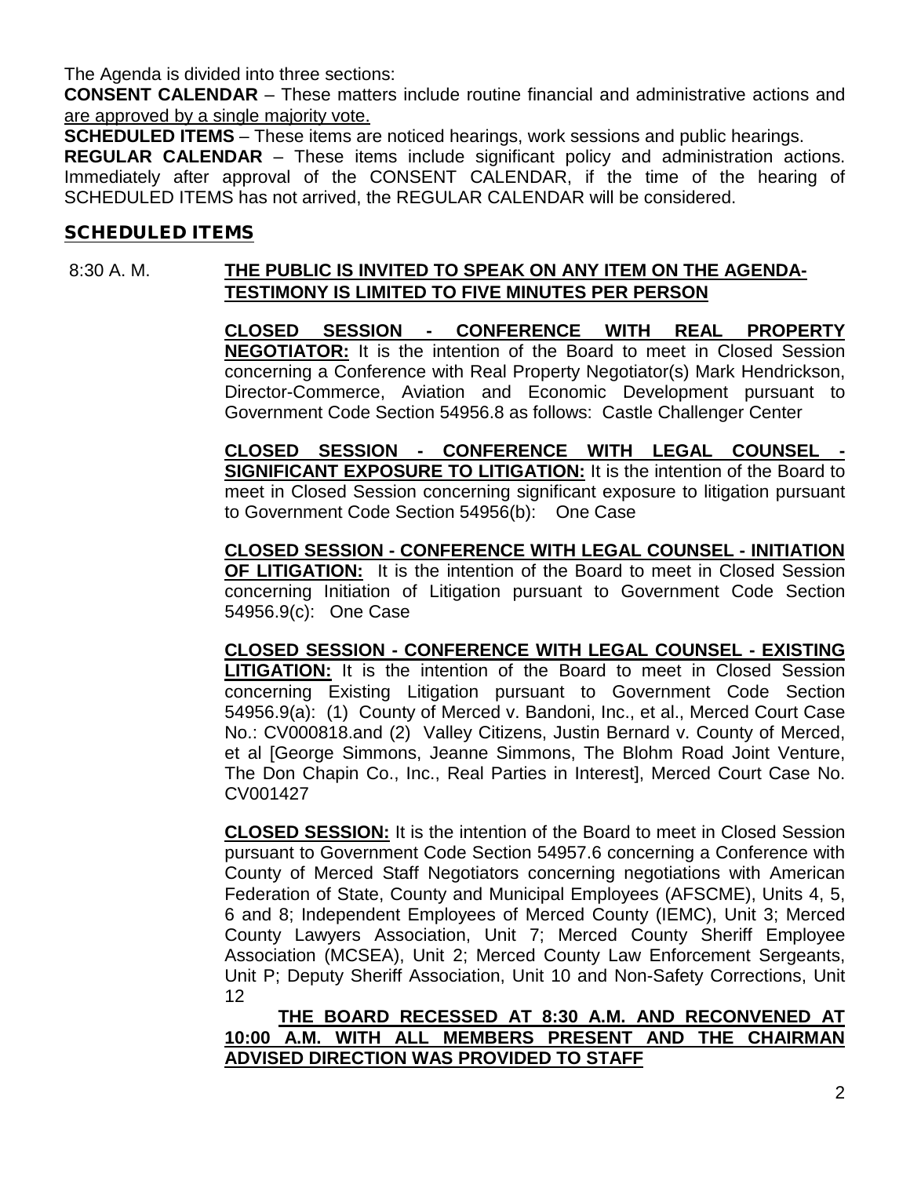The Agenda is divided into three sections:

**CONSENT CALENDAR** – These matters include routine financial and administrative actions and are approved by a single majority vote.

**SCHEDULED ITEMS** – These items are noticed hearings, work sessions and public hearings.

**REGULAR CALENDAR** – These items include significant policy and administration actions. Immediately after approval of the CONSENT CALENDAR, if the time of the hearing of SCHEDULED ITEMS has not arrived, the REGULAR CALENDAR will be considered.

## SCHEDULED ITEMS

8:30 A. M. **THE PUBLIC IS INVITED TO SPEAK ON ANY ITEM ON THE AGENDA-TESTIMONY IS LIMITED TO FIVE MINUTES PER PERSON**

**CLOSED SESSION - CONFERENCE WITH REAL PROPERTY NEGOTIATOR:** It is the intention of the Board to meet in Closed Session concerning a Conference with Real Property Negotiator(s) Mark Hendrickson, Director-Commerce, Aviation and Economic Development pursuant to Government Code Section 54956.8 as follows: Castle Challenger Center

**CLOSED SESSION - CONFERENCE WITH LEGAL COUNSEL - SIGNIFICANT EXPOSURE TO LITIGATION:** It is the intention of the Board to meet in Closed Session concerning significant exposure to litigation pursuant to Government Code Section 54956(b): One Case

**CLOSED SESSION - CONFERENCE WITH LEGAL COUNSEL - INITIATION OF LITIGATION:** It is the intention of the Board to meet in Closed Session concerning Initiation of Litigation pursuant to Government Code Section 54956.9(c): One Case

**CLOSED SESSION - CONFERENCE WITH LEGAL COUNSEL - EXISTING LITIGATION:** It is the intention of the Board to meet in Closed Session concerning Existing Litigation pursuant to Government Code Section 54956.9(a): (1) County of Merced v. Bandoni, Inc., et al., Merced Court Case No.: CV000818.and (2) Valley Citizens, Justin Bernard v. County of Merced, et al [George Simmons, Jeanne Simmons, The Blohm Road Joint Venture, The Don Chapin Co., Inc., Real Parties in Interest], Merced Court Case No. CV001427

**CLOSED SESSION:** It is the intention of the Board to meet in Closed Session pursuant to Government Code Section 54957.6 concerning a Conference with County of Merced Staff Negotiators concerning negotiations with American Federation of State, County and Municipal Employees (AFSCME), Units 4, 5, 6 and 8; Independent Employees of Merced County (IEMC), Unit 3; Merced County Lawyers Association, Unit 7; Merced County Sheriff Employee Association (MCSEA), Unit 2; Merced County Law Enforcement Sergeants, Unit P; Deputy Sheriff Association, Unit 10 and Non-Safety Corrections, Unit 12

**THE BOARD RECESSED AT 8:30 A.M. AND RECONVENED AT 10:00 A.M. WITH ALL MEMBERS PRESENT AND THE CHAIRMAN ADVISED DIRECTION WAS PROVIDED TO STAFF**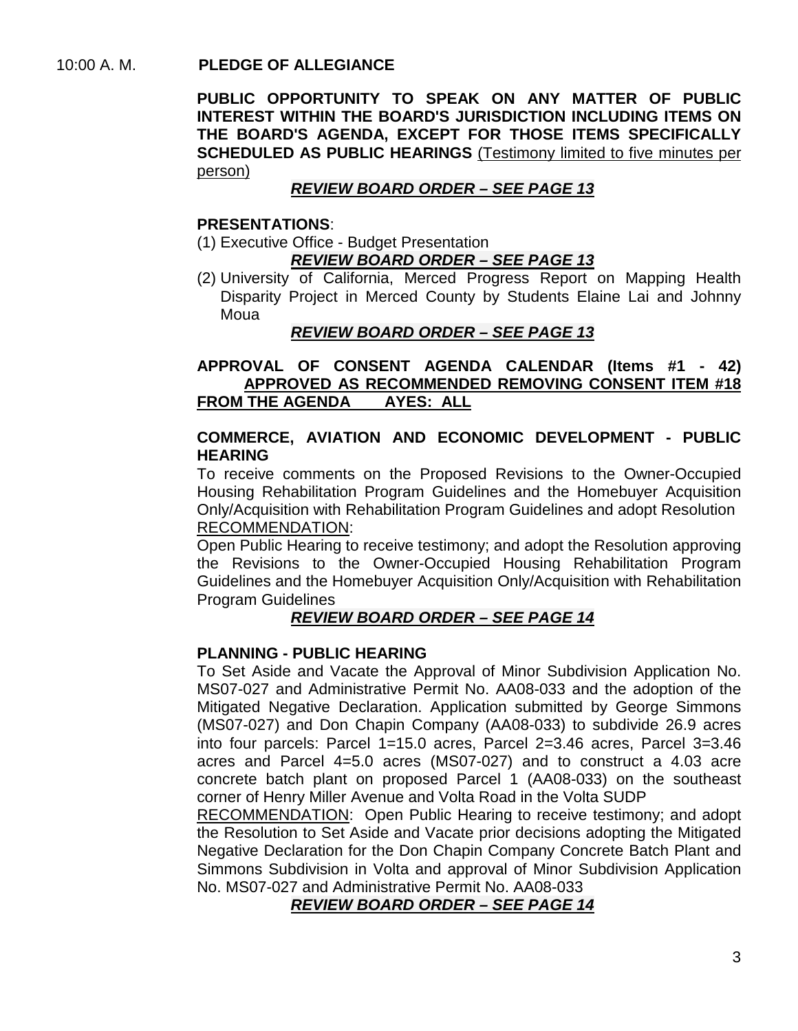10:00 A. M. **PLEDGE OF ALLEGIANCE**

**PUBLIC OPPORTUNITY TO SPEAK ON ANY MATTER OF PUBLIC INTEREST WITHIN THE BOARD'S JURISDICTION INCLUDING ITEMS ON THE BOARD'S AGENDA, EXCEPT FOR THOSE ITEMS SPECIFICALLY SCHEDULED AS PUBLIC HEARINGS** <u>(Testimony limited to five minutes per person)</u>

***<u>REVIEW BOARD ORDER – SEE PAGE 13</u>***

**PRESENTATIONS**:

(1) Executive Office - Budget Presentation

***<u>REVIEW BOARD ORDER – SEE PAGE 13</u>***

(2) University of California, Merced Progress Report on Mapping Health Disparity Project in Merced County by Students Elaine Lai and Johnny Moua

***<u>REVIEW BOARD ORDER – SEE PAGE 13</u>***

**APPROVAL OF CONSENT AGENDA CALENDAR (Items #1 - 42)** **<u>APPROVED AS RECOMMENDED REMOVING CONSENT ITEM #18 FROM THE AGENDA AYES: ALL</u>**

**COMMERCE, AVIATION AND ECONOMIC DEVELOPMENT - PUBLIC HEARING**

To receive comments on the Proposed Revisions to the Owner-Occupied Housing Rehabilitation Program Guidelines and the Homebuyer Acquisition Only/Acquisition with Rehabilitation Program Guidelines and adopt Resolution

<u>RECOMMENDATION</u>:

Open Public Hearing to receive testimony; and adopt the Resolution approving the Revisions to the Owner-Occupied Housing Rehabilitation Program Guidelines and the Homebuyer Acquisition Only/Acquisition with Rehabilitation Program Guidelines

***<u>REVIEW BOARD ORDER – SEE PAGE 14</u>***

**PLANNING - PUBLIC HEARING**

To Set Aside and Vacate the Approval of Minor Subdivision Application No. MS07-027 and Administrative Permit No. AA08-033 and the adoption of the Mitigated Negative Declaration. Application submitted by George Simmons (MS07-027) and Don Chapin Company (AA08-033) to subdivide 26.9 acres into four parcels: Parcel 1=15.0 acres, Parcel 2=3.46 acres, Parcel 3=3.46 acres and Parcel 4=5.0 acres (MS07-027) and to construct a 4.03 acre concrete batch plant on proposed Parcel 1 (AA08-033) on the southeast corner of Henry Miller Avenue and Volta Road in the Volta SUDP

<u>RECOMMENDATION</u>: Open Public Hearing to receive testimony; and adopt the Resolution to Set Aside and Vacate prior decisions adopting the Mitigated Negative Declaration for the Don Chapin Company Concrete Batch Plant and Simmons Subdivision in Volta and approval of Minor Subdivision Application No. MS07-027 and Administrative Permit No. AA08-033

***<u>REVIEW BOARD ORDER – SEE PAGE 14</u>***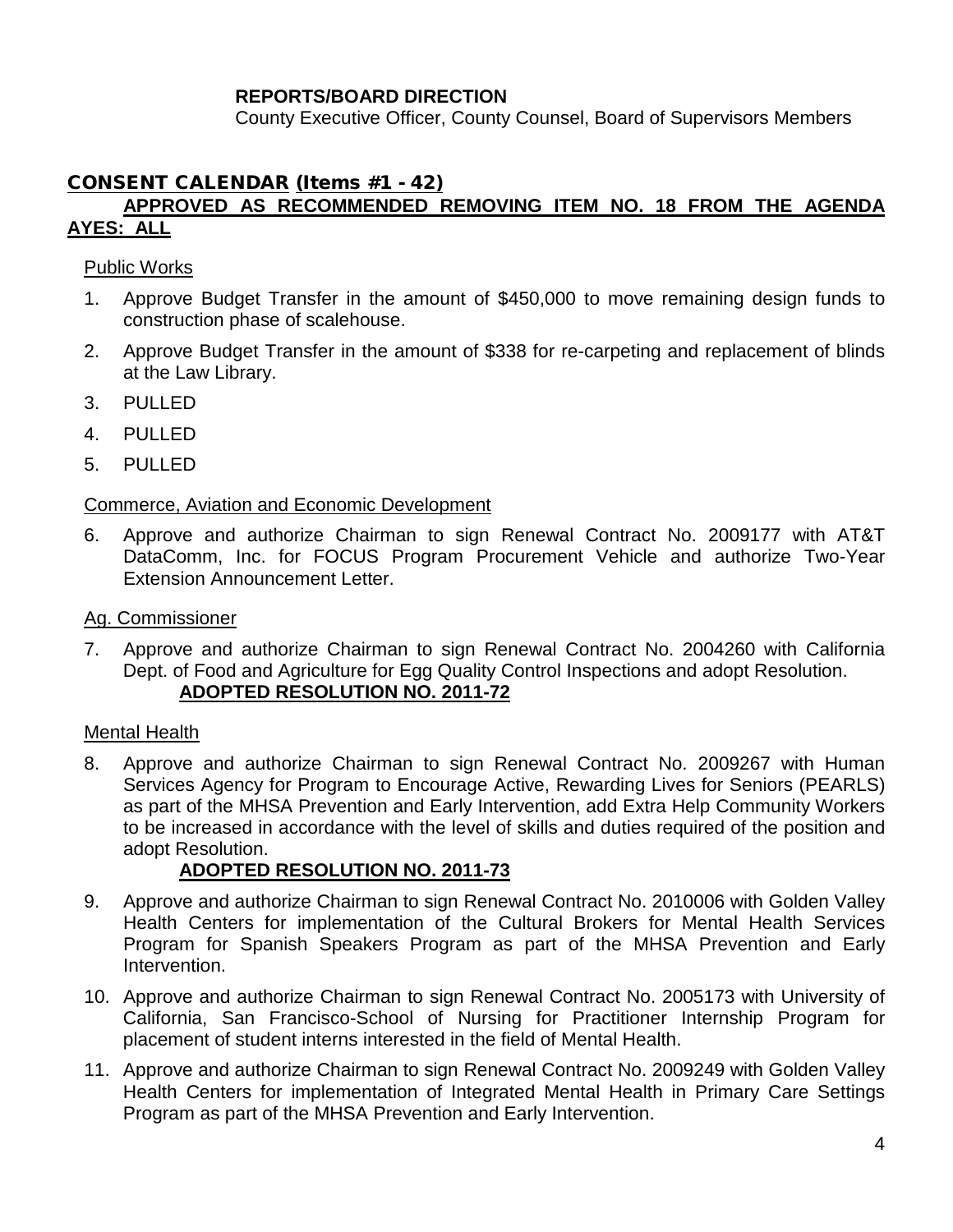**REPORTS/BOARD DIRECTION**

County Executive Officer, County Counsel, Board of Supervisors Members

## CONSENT CALENDAR (Items #1 - 42)

**APPROVED AS RECOMMENDED REMOVING ITEM NO. 18 FROM THE AGENDA AYES: ALL**

Public Works

1. Approve Budget Transfer in the amount of $450,000 to move remaining design funds to construction phase of scalehouse.
2. Approve Budget Transfer in the amount of $338 for re-carpeting and replacement of blinds at the Law Library.
3. PULLED
4. PULLED
5. PULLED

Commerce, Aviation and Economic Development

6. Approve and authorize Chairman to sign Renewal Contract No. 2009177 with AT&T DataComm, Inc. for FOCUS Program Procurement Vehicle and authorize Two-Year Extension Announcement Letter.

Ag. Commissioner

7. Approve and authorize Chairman to sign Renewal Contract No. 2004260 with California Dept. of Food and Agriculture for Egg Quality Control Inspections and adopt Resolution.
   **ADOPTED RESOLUTION NO. 2011-72**

Mental Health

8. Approve and authorize Chairman to sign Renewal Contract No. 2009267 with Human Services Agency for Program to Encourage Active, Rewarding Lives for Seniors (PEARLS) as part of the MHSA Prevention and Early Intervention, add Extra Help Community Workers to be increased in accordance with the level of skills and duties required of the position and adopt Resolution.
   **ADOPTED RESOLUTION NO. 2011-73**
9. Approve and authorize Chairman to sign Renewal Contract No. 2010006 with Golden Valley Health Centers for implementation of the Cultural Brokers for Mental Health Services Program for Spanish Speakers Program as part of the MHSA Prevention and Early Intervention.
10. Approve and authorize Chairman to sign Renewal Contract No. 2005173 with University of California, San Francisco-School of Nursing for Practitioner Internship Program for placement of student interns interested in the field of Mental Health.
11. Approve and authorize Chairman to sign Renewal Contract No. 2009249 with Golden Valley Health Centers for implementation of Integrated Mental Health in Primary Care Settings Program as part of the MHSA Prevention and Early Intervention.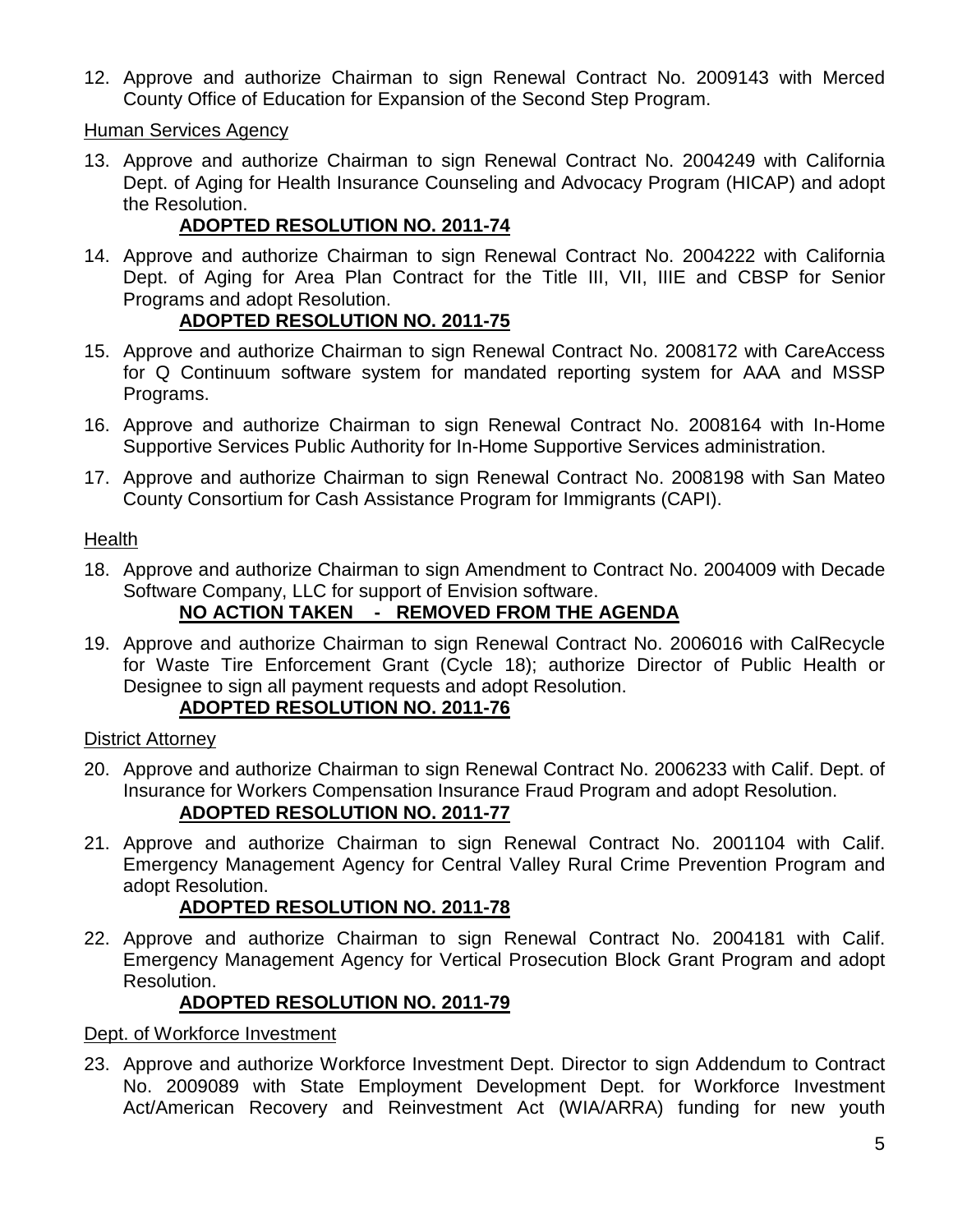12. Approve and authorize Chairman to sign Renewal Contract No. 2009143 with Merced County Office of Education for Expansion of the Second Step Program.

Human Services Agency

13. Approve and authorize Chairman to sign Renewal Contract No. 2004249 with California Dept. of Aging for Health Insurance Counseling and Advocacy Program (HICAP) and adopt the Resolution.

    **ADOPTED RESOLUTION NO. 2011-74**

14. Approve and authorize Chairman to sign Renewal Contract No. 2004222 with California Dept. of Aging for Area Plan Contract for the Title III, VII, IIIE and CBSP for Senior Programs and adopt Resolution.

    **ADOPTED RESOLUTION NO. 2011-75**

15. Approve and authorize Chairman to sign Renewal Contract No. 2008172 with CareAccess for Q Continuum software system for mandated reporting system for AAA and MSSP Programs.

16. Approve and authorize Chairman to sign Renewal Contract No. 2008164 with In-Home Supportive Services Public Authority for In-Home Supportive Services administration.

17. Approve and authorize Chairman to sign Renewal Contract No. 2008198 with San Mateo County Consortium for Cash Assistance Program for Immigrants (CAPI).

Health

18. Approve and authorize Chairman to sign Amendment to Contract No. 2004009 with Decade Software Company, LLC for support of Envision software.

    **NO ACTION TAKEN - REMOVED FROM THE AGENDA**

19. Approve and authorize Chairman to sign Renewal Contract No. 2006016 with CalRecycle for Waste Tire Enforcement Grant (Cycle 18); authorize Director of Public Health or Designee to sign all payment requests and adopt Resolution.

    **ADOPTED RESOLUTION NO. 2011-76**

District Attorney

20. Approve and authorize Chairman to sign Renewal Contract No. 2006233 with Calif. Dept. of Insurance for Workers Compensation Insurance Fraud Program and adopt Resolution.

    **ADOPTED RESOLUTION NO. 2011-77**

21. Approve and authorize Chairman to sign Renewal Contract No. 2001104 with Calif. Emergency Management Agency for Central Valley Rural Crime Prevention Program and adopt Resolution.

    **ADOPTED RESOLUTION NO. 2011-78**

22. Approve and authorize Chairman to sign Renewal Contract No. 2004181 with Calif. Emergency Management Agency for Vertical Prosecution Block Grant Program and adopt Resolution.

    **ADOPTED RESOLUTION NO. 2011-79**

Dept. of Workforce Investment

23. Approve and authorize Workforce Investment Dept. Director to sign Addendum to Contract No. 2009089 with State Employment Development Dept. for Workforce Investment Act/American Recovery and Reinvestment Act (WIA/ARRA) funding for new youth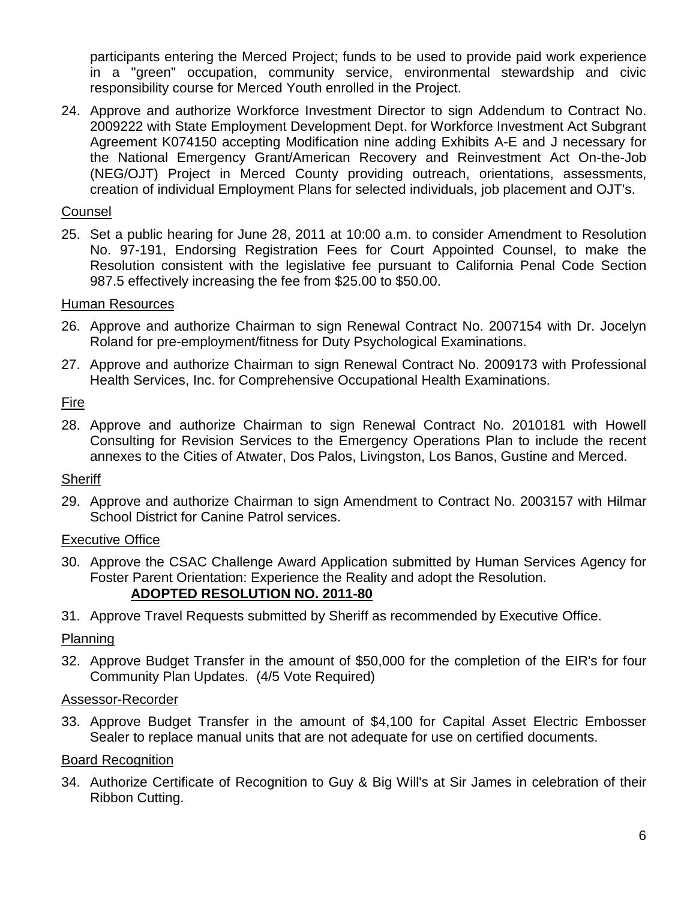participants entering the Merced Project; funds to be used to provide paid work experience in a "green" occupation, community service, environmental stewardship and civic responsibility course for Merced Youth enrolled in the Project.

24. Approve and authorize Workforce Investment Director to sign Addendum to Contract No. 2009222 with State Employment Development Dept. for Workforce Investment Act Subgrant Agreement K074150 accepting Modification nine adding Exhibits A-E and J necessary for the National Emergency Grant/American Recovery and Reinvestment Act On-the-Job (NEG/OJT) Project in Merced County providing outreach, orientations, assessments, creation of individual Employment Plans for selected individuals, job placement and OJT's.

Counsel

25. Set a public hearing for June 28, 2011 at 10:00 a.m. to consider Amendment to Resolution No. 97-191, Endorsing Registration Fees for Court Appointed Counsel, to make the Resolution consistent with the legislative fee pursuant to California Penal Code Section 987.5 effectively increasing the fee from $25.00 to $50.00.

Human Resources

26. Approve and authorize Chairman to sign Renewal Contract No. 2007154 with Dr. Jocelyn Roland for pre-employment/fitness for Duty Psychological Examinations.

27. Approve and authorize Chairman to sign Renewal Contract No. 2009173 with Professional Health Services, Inc. for Comprehensive Occupational Health Examinations.

Fire

28. Approve and authorize Chairman to sign Renewal Contract No. 2010181 with Howell Consulting for Revision Services to the Emergency Operations Plan to include the recent annexes to the Cities of Atwater, Dos Palos, Livingston, Los Banos, Gustine and Merced.

Sheriff

29. Approve and authorize Chairman to sign Amendment to Contract No. 2003157 with Hilmar School District for Canine Patrol services.

Executive Office

30. Approve the CSAC Challenge Award Application submitted by Human Services Agency for Foster Parent Orientation: Experience the Reality and adopt the Resolution.
**ADOPTED RESOLUTION NO. 2011-80**

31. Approve Travel Requests submitted by Sheriff as recommended by Executive Office.

Planning

32. Approve Budget Transfer in the amount of $50,000 for the completion of the EIR's for four Community Plan Updates. (4/5 Vote Required)

Assessor-Recorder

33. Approve Budget Transfer in the amount of $4,100 for Capital Asset Electric Embosser Sealer to replace manual units that are not adequate for use on certified documents.

Board Recognition

34. Authorize Certificate of Recognition to Guy & Big Will's at Sir James in celebration of their Ribbon Cutting.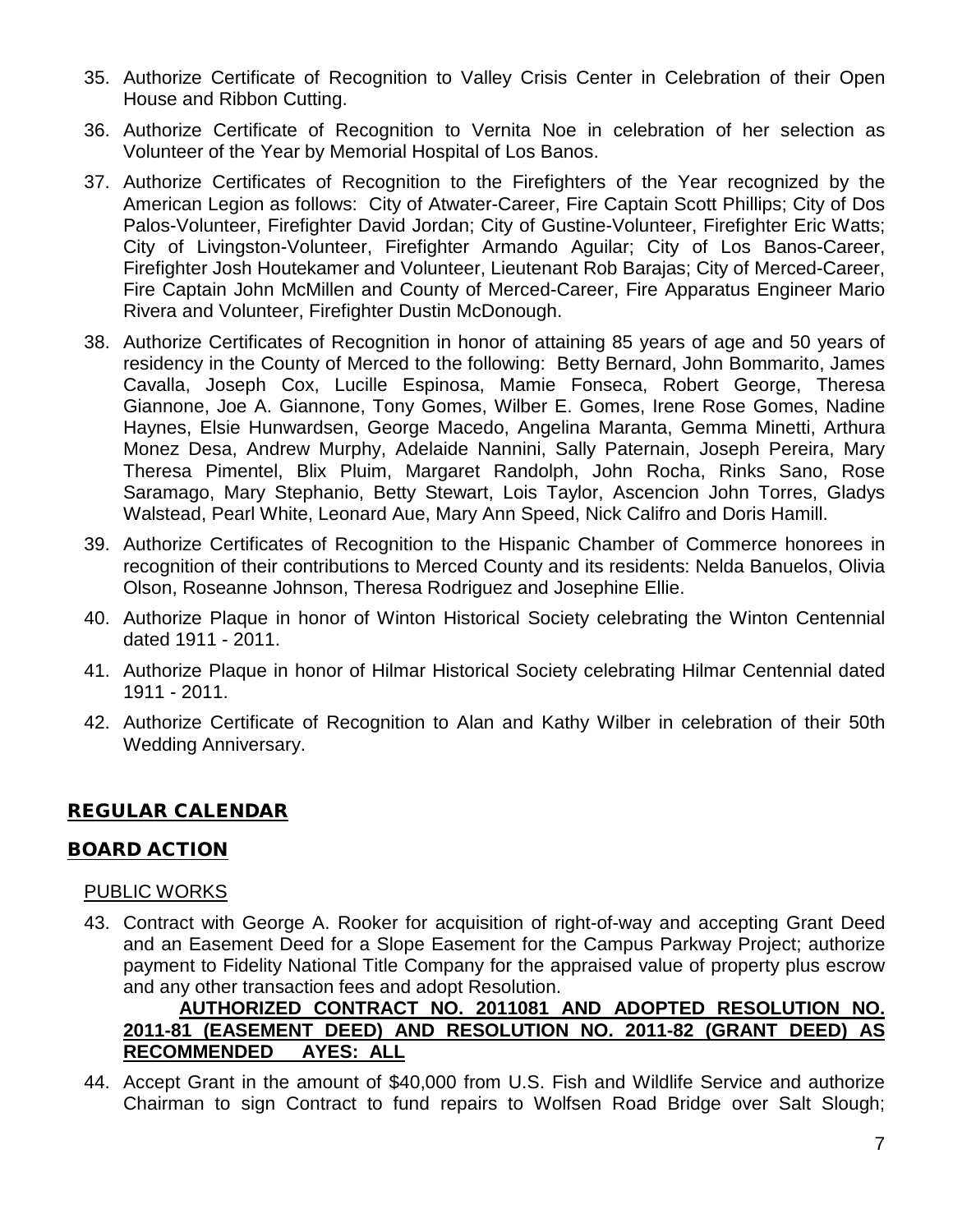35. Authorize Certificate of Recognition to Valley Crisis Center in Celebration of their Open House and Ribbon Cutting.

36. Authorize Certificate of Recognition to Vernita Noe in celebration of her selection as Volunteer of the Year by Memorial Hospital of Los Banos.

37. Authorize Certificates of Recognition to the Firefighters of the Year recognized by the American Legion as follows: City of Atwater-Career, Fire Captain Scott Phillips; City of Dos Palos-Volunteer, Firefighter David Jordan; City of Gustine-Volunteer, Firefighter Eric Watts; City of Livingston-Volunteer, Firefighter Armando Aguilar; City of Los Banos-Career, Firefighter Josh Houtekamer and Volunteer, Lieutenant Rob Barajas; City of Merced-Career, Fire Captain John McMillen and County of Merced-Career, Fire Apparatus Engineer Mario Rivera and Volunteer, Firefighter Dustin McDonough.

38. Authorize Certificates of Recognition in honor of attaining 85 years of age and 50 years of residency in the County of Merced to the following: Betty Bernard, John Bommarito, James Cavalla, Joseph Cox, Lucille Espinosa, Mamie Fonseca, Robert George, Theresa Giannone, Joe A. Giannone, Tony Gomes, Wilber E. Gomes, Irene Rose Gomes, Nadine Haynes, Elsie Hunwardsen, George Macedo, Angelina Maranta, Gemma Minetti, Arthura Monez Desa, Andrew Murphy, Adelaide Nannini, Sally Paternain, Joseph Pereira, Mary Theresa Pimentel, Blix Pluim, Margaret Randolph, John Rocha, Rinks Sano, Rose Saramago, Mary Stephanio, Betty Stewart, Lois Taylor, Ascencion John Torres, Gladys Walstead, Pearl White, Leonard Aue, Mary Ann Speed, Nick Califro and Doris Hamill.

39. Authorize Certificates of Recognition to the Hispanic Chamber of Commerce honorees in recognition of their contributions to Merced County and its residents: Nelda Banuelos, Olivia Olson, Roseanne Johnson, Theresa Rodriguez and Josephine Ellie.

40. Authorize Plaque in honor of Winton Historical Society celebrating the Winton Centennial dated 1911 - 2011.

41. Authorize Plaque in honor of Hilmar Historical Society celebrating Hilmar Centennial dated 1911 - 2011.

42. Authorize Certificate of Recognition to Alan and Kathy Wilber in celebration of their 50th Wedding Anniversary.

## REGULAR CALENDAR

## BOARD ACTION

PUBLIC WORKS

43. Contract with George A. Rooker for acquisition of right-of-way and accepting Grant Deed and an Easement Deed for a Slope Easement for the Campus Parkway Project; authorize payment to Fidelity National Title Company for the appraised value of property plus escrow and any other transaction fees and adopt Resolution.

    **AUTHORIZED CONTRACT NO. 2011081 AND ADOPTED RESOLUTION NO. 2011-81 (EASEMENT DEED) AND RESOLUTION NO. 2011-82 (GRANT DEED) AS RECOMMENDED AYES: ALL**

44. Accept Grant in the amount of $40,000 from U.S. Fish and Wildlife Service and authorize Chairman to sign Contract to fund repairs to Wolfsen Road Bridge over Salt Slough;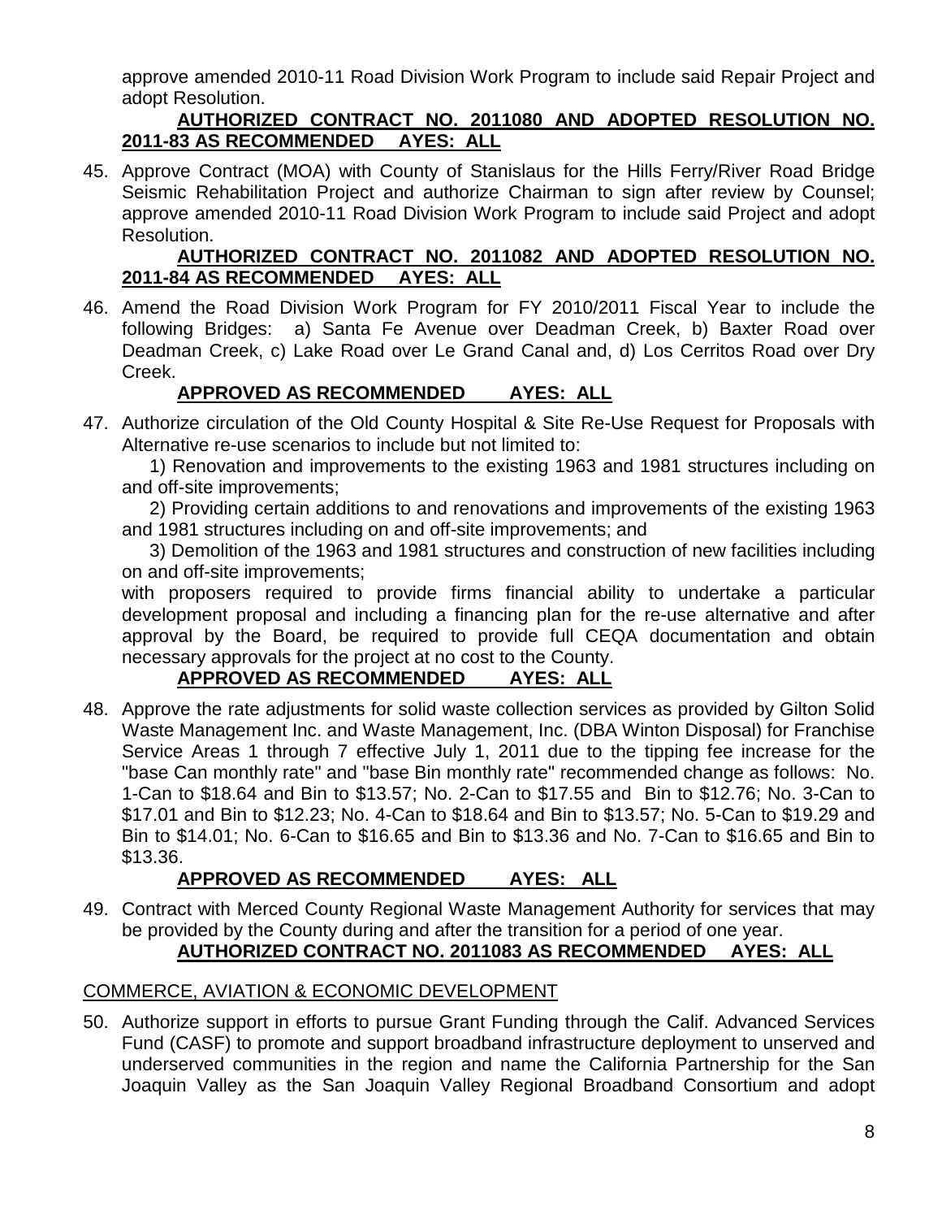approve amended 2010-11 Road Division Work Program to include said Repair Project and adopt Resolution.

**AUTHORIZED CONTRACT NO. 2011080 AND ADOPTED RESOLUTION NO. 2011-83 AS RECOMMENDED AYES: ALL**

45. Approve Contract (MOA) with County of Stanislaus for the Hills Ferry/River Road Bridge Seismic Rehabilitation Project and authorize Chairman to sign after review by Counsel; approve amended 2010-11 Road Division Work Program to include said Project and adopt Resolution.

    **AUTHORIZED CONTRACT NO. 2011082 AND ADOPTED RESOLUTION NO. 2011-84 AS RECOMMENDED AYES: ALL**

46. Amend the Road Division Work Program for FY 2010/2011 Fiscal Year to include the following Bridges: a) Santa Fe Avenue over Deadman Creek, b) Baxter Road over Deadman Creek, c) Lake Road over Le Grand Canal and, d) Los Cerritos Road over Dry Creek.

    **APPROVED AS RECOMMENDED AYES: ALL**

47. Authorize circulation of the Old County Hospital & Site Re-Use Request for Proposals with Alternative re-use scenarios to include but not limited to:

    1) Renovation and improvements to the existing 1963 and 1981 structures including on and off-site improvements;

    2) Providing certain additions to and renovations and improvements of the existing 1963 and 1981 structures including on and off-site improvements; and

    3) Demolition of the 1963 and 1981 structures and construction of new facilities including on and off-site improvements;

    with proposers required to provide firms financial ability to undertake a particular development proposal and including a financing plan for the re-use alternative and after approval by the Board, be required to provide full CEQA documentation and obtain necessary approvals for the project at no cost to the County.

    **APPROVED AS RECOMMENDED AYES: ALL**

48. Approve the rate adjustments for solid waste collection services as provided by Gilton Solid Waste Management Inc. and Waste Management, Inc. (DBA Winton Disposal) for Franchise Service Areas 1 through 7 effective July 1, 2011 due to the tipping fee increase for the "base Can monthly rate" and "base Bin monthly rate" recommended change as follows: No. 1-Can to $18.64 and Bin to $13.57; No. 2-Can to $17.55 and Bin to $12.76; No. 3-Can to $17.01 and Bin to $12.23; No. 4-Can to $18.64 and Bin to $13.57; No. 5-Can to $19.29 and Bin to $14.01; No. 6-Can to $16.65 and Bin to $13.36 and No. 7-Can to $16.65 and Bin to $13.36.

    **APPROVED AS RECOMMENDED AYES: ALL**

49. Contract with Merced County Regional Waste Management Authority for services that may be provided by the County during and after the transition for a period of one year.

    **AUTHORIZED CONTRACT NO. 2011083 AS RECOMMENDED AYES: ALL**

## COMMERCE, AVIATION & ECONOMIC DEVELOPMENT

50. Authorize support in efforts to pursue Grant Funding through the Calif. Advanced Services Fund (CASF) to promote and support broadband infrastructure deployment to unserved and underserved communities in the region and name the California Partnership for the San Joaquin Valley as the San Joaquin Valley Regional Broadband Consortium and adopt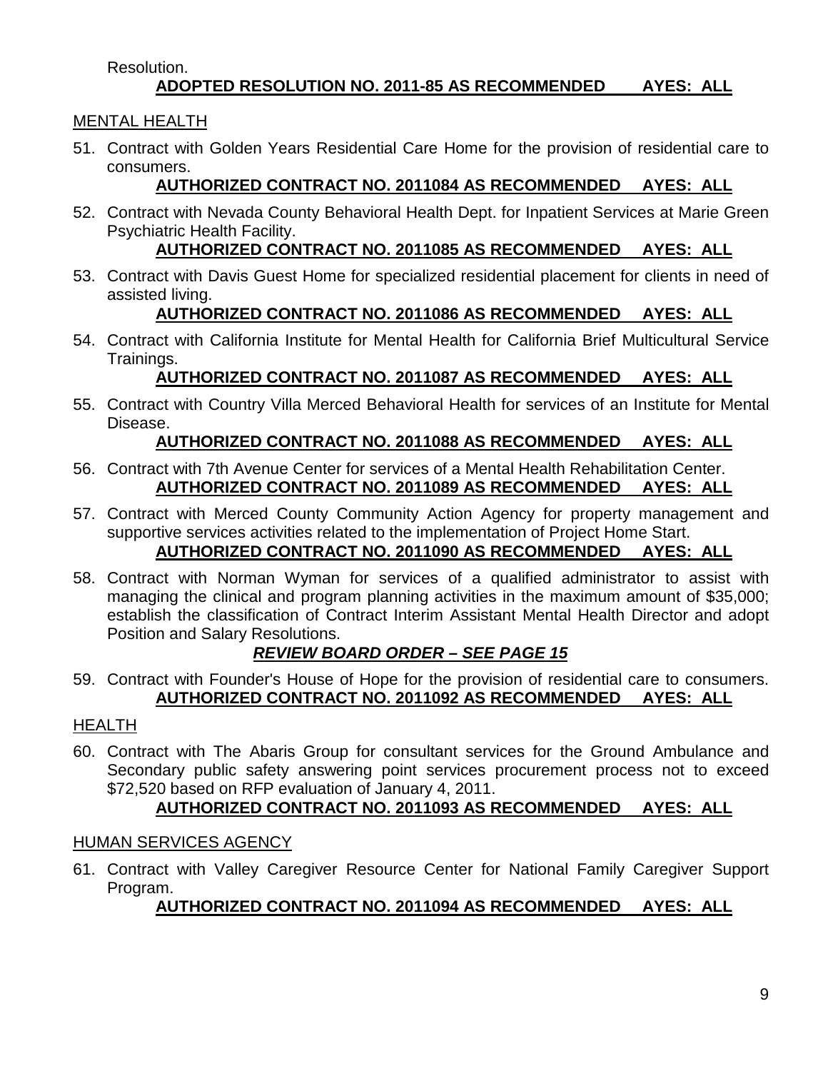Resolution.

**ADOPTED RESOLUTION NO. 2011-85 AS RECOMMENDED AYES: ALL**

MENTAL HEALTH

51. Contract with Golden Years Residential Care Home for the provision of residential care to consumers.

    **AUTHORIZED CONTRACT NO. 2011084 AS RECOMMENDED AYES: ALL**

52. Contract with Nevada County Behavioral Health Dept. for Inpatient Services at Marie Green Psychiatric Health Facility.

    **AUTHORIZED CONTRACT NO. 2011085 AS RECOMMENDED AYES: ALL**

53. Contract with Davis Guest Home for specialized residential placement for clients in need of assisted living.

    **AUTHORIZED CONTRACT NO. 2011086 AS RECOMMENDED AYES: ALL**

54. Contract with California Institute for Mental Health for California Brief Multicultural Service Trainings.

    **AUTHORIZED CONTRACT NO. 2011087 AS RECOMMENDED AYES: ALL**

55. Contract with Country Villa Merced Behavioral Health for services of an Institute for Mental Disease.

    **AUTHORIZED CONTRACT NO. 2011088 AS RECOMMENDED AYES: ALL**

56. Contract with 7th Avenue Center for services of a Mental Health Rehabilitation Center.

    **AUTHORIZED CONTRACT NO. 2011089 AS RECOMMENDED AYES: ALL**

57. Contract with Merced County Community Action Agency for property management and supportive services activities related to the implementation of Project Home Start.

    **AUTHORIZED CONTRACT NO. 2011090 AS RECOMMENDED AYES: ALL**

58. Contract with Norman Wyman for services of a qualified administrator to assist with managing the clinical and program planning activities in the maximum amount of $35,000; establish the classification of Contract Interim Assistant Mental Health Director and adopt Position and Salary Resolutions.

    ***REVIEW BOARD ORDER – SEE PAGE 15***

59. Contract with Founder's House of Hope for the provision of residential care to consumers.

    **AUTHORIZED CONTRACT NO. 2011092 AS RECOMMENDED AYES: ALL**

HEALTH

60. Contract with The Abaris Group for consultant services for the Ground Ambulance and Secondary public safety answering point services procurement process not to exceed $72,520 based on RFP evaluation of January 4, 2011.

    **AUTHORIZED CONTRACT NO. 2011093 AS RECOMMENDED AYES: ALL**

HUMAN SERVICES AGENCY

61. Contract with Valley Caregiver Resource Center for National Family Caregiver Support Program.

    **AUTHORIZED CONTRACT NO. 2011094 AS RECOMMENDED AYES: ALL**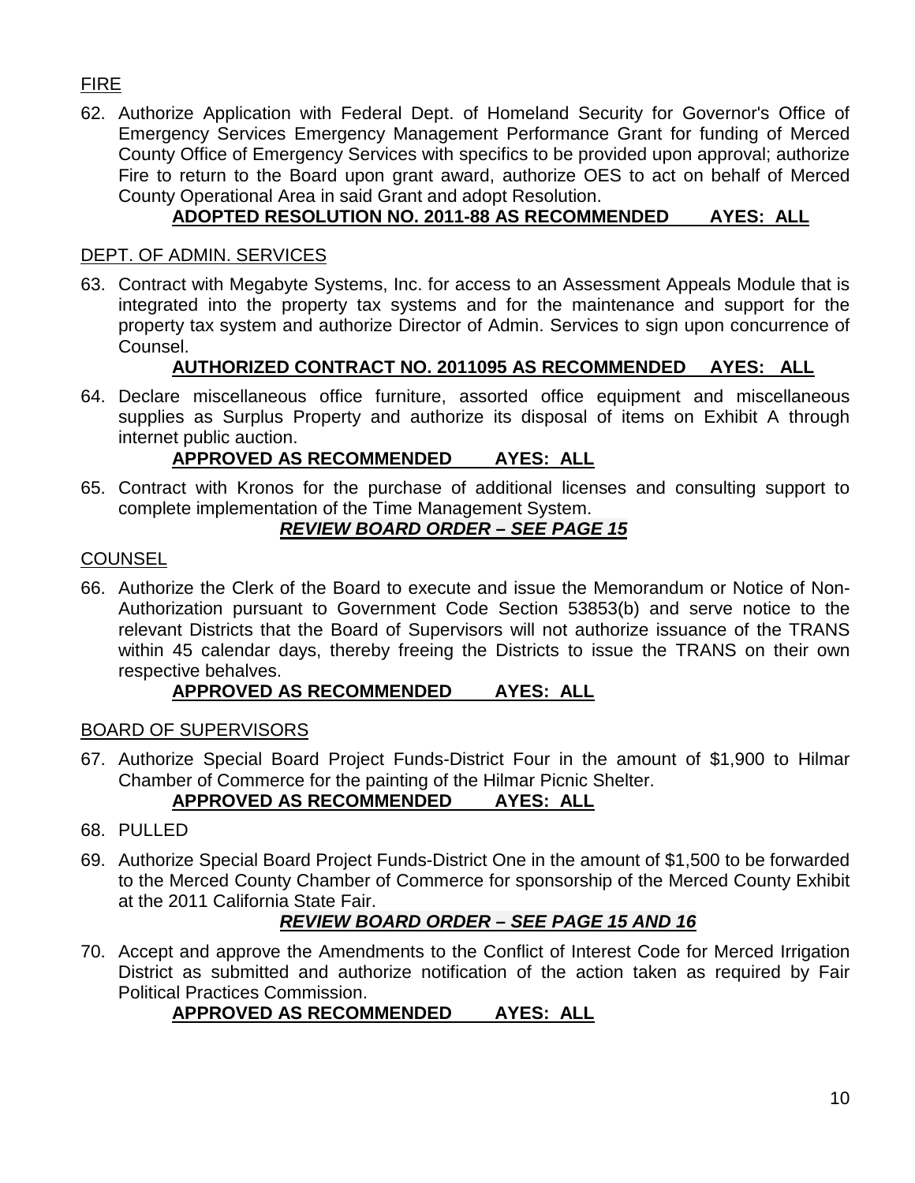FIRE

62. Authorize Application with Federal Dept. of Homeland Security for Governor's Office of Emergency Services Emergency Management Performance Grant for funding of Merced County Office of Emergency Services with specifics to be provided upon approval; authorize Fire to return to the Board upon grant award, authorize OES to act on behalf of Merced County Operational Area in said Grant and adopt Resolution.

    **ADOPTED RESOLUTION NO. 2011-88 AS RECOMMENDED AYES: ALL**

DEPT. OF ADMIN. SERVICES

63. Contract with Megabyte Systems, Inc. for access to an Assessment Appeals Module that is integrated into the property tax systems and for the maintenance and support for the property tax system and authorize Director of Admin. Services to sign upon concurrence of Counsel.

    **AUTHORIZED CONTRACT NO. 2011095 AS RECOMMENDED AYES: ALL**

64. Declare miscellaneous office furniture, assorted office equipment and miscellaneous supplies as Surplus Property and authorize its disposal of items on Exhibit A through internet public auction.

    **APPROVED AS RECOMMENDED AYES: ALL**

65. Contract with Kronos for the purchase of additional licenses and consulting support to complete implementation of the Time Management System.

    ***REVIEW BOARD ORDER – SEE PAGE 15***

COUNSEL

66. Authorize the Clerk of the Board to execute and issue the Memorandum or Notice of Non-Authorization pursuant to Government Code Section 53853(b) and serve notice to the relevant Districts that the Board of Supervisors will not authorize issuance of the TRANS within 45 calendar days, thereby freeing the Districts to issue the TRANS on their own respective behalves.

    **APPROVED AS RECOMMENDED AYES: ALL**

BOARD OF SUPERVISORS

67. Authorize Special Board Project Funds-District Four in the amount of $1,900 to Hilmar Chamber of Commerce for the painting of the Hilmar Picnic Shelter.

    **APPROVED AS RECOMMENDED AYES: ALL**

68. PULLED

69. Authorize Special Board Project Funds-District One in the amount of $1,500 to be forwarded to the Merced County Chamber of Commerce for sponsorship of the Merced County Exhibit at the 2011 California State Fair.

    ***REVIEW BOARD ORDER – SEE PAGE 15 AND 16***

70. Accept and approve the Amendments to the Conflict of Interest Code for Merced Irrigation District as submitted and authorize notification of the action taken as required by Fair Political Practices Commission.

    **APPROVED AS RECOMMENDED AYES: ALL**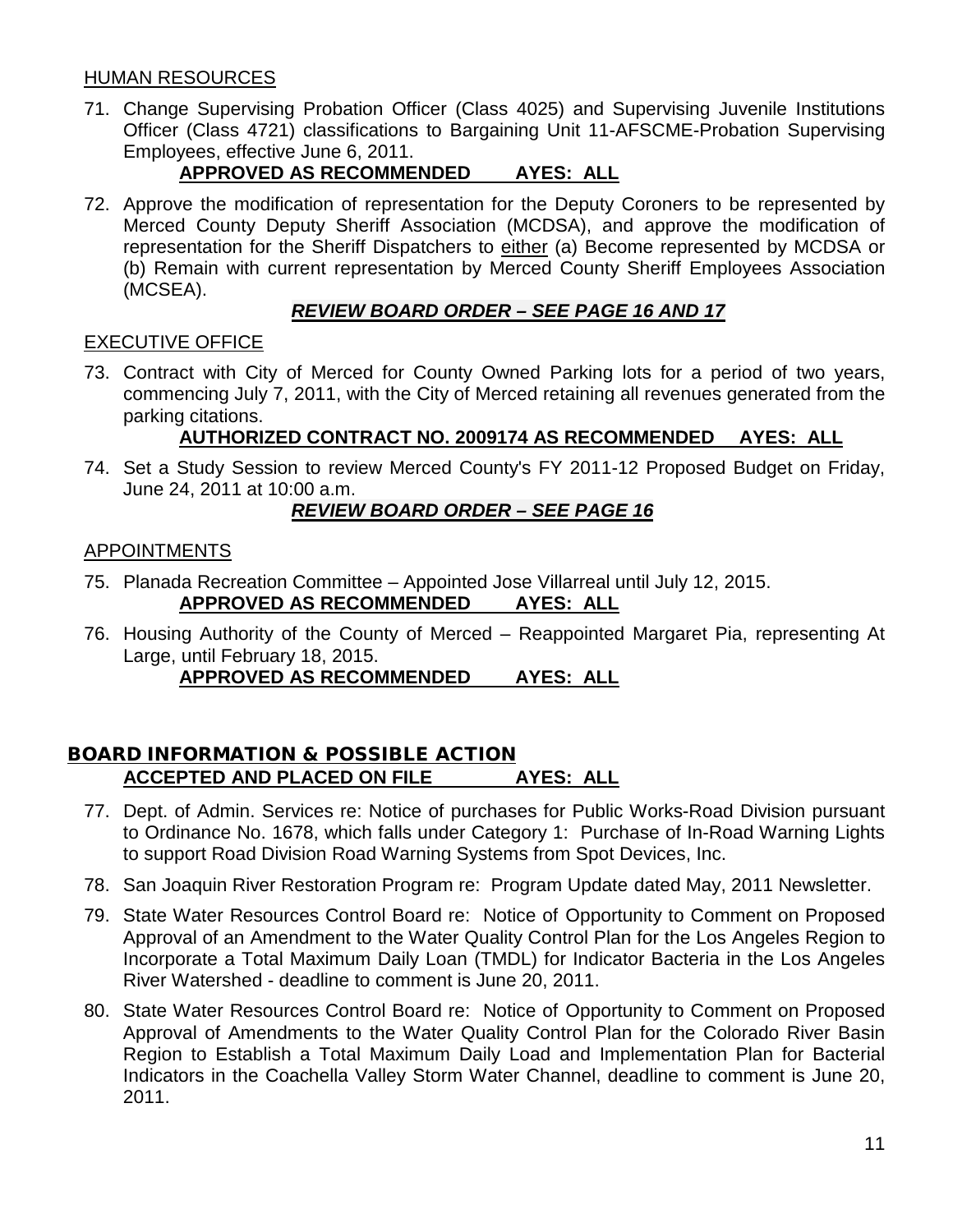HUMAN RESOURCES

71. Change Supervising Probation Officer (Class 4025) and Supervising Juvenile Institutions Officer (Class 4721) classifications to Bargaining Unit 11-AFSCME-Probation Supervising Employees, effective June 6, 2011.

    **APPROVED AS RECOMMENDED AYES: ALL**

72. Approve the modification of representation for the Deputy Coroners to be represented by Merced County Deputy Sheriff Association (MCDSA), and approve the modification of representation for the Sheriff Dispatchers to either (a) Become represented by MCDSA or (b) Remain with current representation by Merced County Sheriff Employees Association (MCSEA).

    ***REVIEW BOARD ORDER – SEE PAGE 16 AND 17***

EXECUTIVE OFFICE

73. Contract with City of Merced for County Owned Parking lots for a period of two years, commencing July 7, 2011, with the City of Merced retaining all revenues generated from the parking citations.

    **AUTHORIZED CONTRACT NO. 2009174 AS RECOMMENDED AYES: ALL**

74. Set a Study Session to review Merced County's FY 2011-12 Proposed Budget on Friday, June 24, 2011 at 10:00 a.m.

    ***REVIEW BOARD ORDER – SEE PAGE 16***

APPOINTMENTS

75. Planada Recreation Committee – Appointed Jose Villarreal until July 12, 2015.

    **APPROVED AS RECOMMENDED AYES: ALL**

76. Housing Authority of the County of Merced – Reappointed Margaret Pia, representing At Large, until February 18, 2015.

    **APPROVED AS RECOMMENDED AYES: ALL**

## BOARD INFORMATION & POSSIBLE ACTION

**ACCEPTED AND PLACED ON FILE AYES: ALL**

77. Dept. of Admin. Services re: Notice of purchases for Public Works-Road Division pursuant to Ordinance No. 1678, which falls under Category 1: Purchase of In-Road Warning Lights to support Road Division Road Warning Systems from Spot Devices, Inc.

78. San Joaquin River Restoration Program re: Program Update dated May, 2011 Newsletter.

79. State Water Resources Control Board re: Notice of Opportunity to Comment on Proposed Approval of an Amendment to the Water Quality Control Plan for the Los Angeles Region to Incorporate a Total Maximum Daily Loan (TMDL) for Indicator Bacteria in the Los Angeles River Watershed - deadline to comment is June 20, 2011.

80. State Water Resources Control Board re: Notice of Opportunity to Comment on Proposed Approval of Amendments to the Water Quality Control Plan for the Colorado River Basin Region to Establish a Total Maximum Daily Load and Implementation Plan for Bacterial Indicators in the Coachella Valley Storm Water Channel, deadline to comment is June 20, 2011.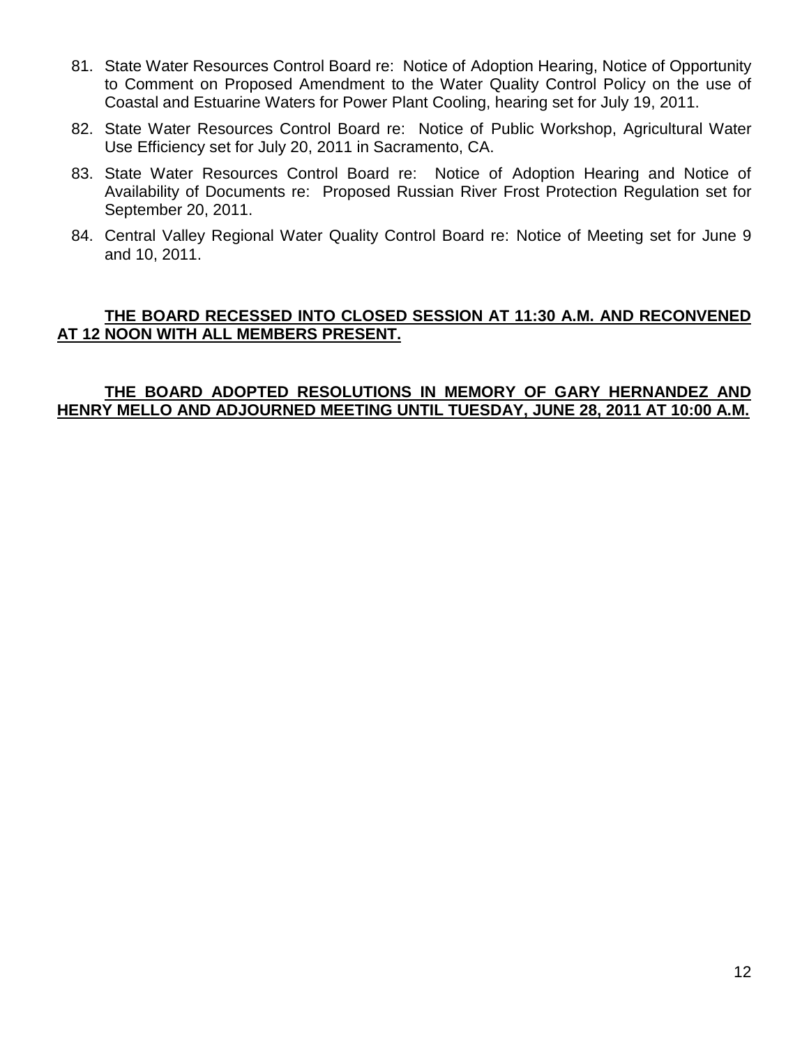81. State Water Resources Control Board re: Notice of Adoption Hearing, Notice of Opportunity to Comment on Proposed Amendment to the Water Quality Control Policy on the use of Coastal and Estuarine Waters for Power Plant Cooling, hearing set for July 19, 2011.
82. State Water Resources Control Board re: Notice of Public Workshop, Agricultural Water Use Efficiency set for July 20, 2011 in Sacramento, CA.
83. State Water Resources Control Board re: Notice of Adoption Hearing and Notice of Availability of Documents re: Proposed Russian River Frost Protection Regulation set for September 20, 2011.
84. Central Valley Regional Water Quality Control Board re: Notice of Meeting set for June 9 and 10, 2011.

**THE BOARD RECESSED INTO CLOSED SESSION AT 11:30 A.M. AND RECONVENED AT 12 NOON WITH ALL MEMBERS PRESENT.**

**THE BOARD ADOPTED RESOLUTIONS IN MEMORY OF GARY HERNANDEZ AND HENRY MELLO AND ADJOURNED MEETING UNTIL TUESDAY, JUNE 28, 2011 AT 10:00 A.M.**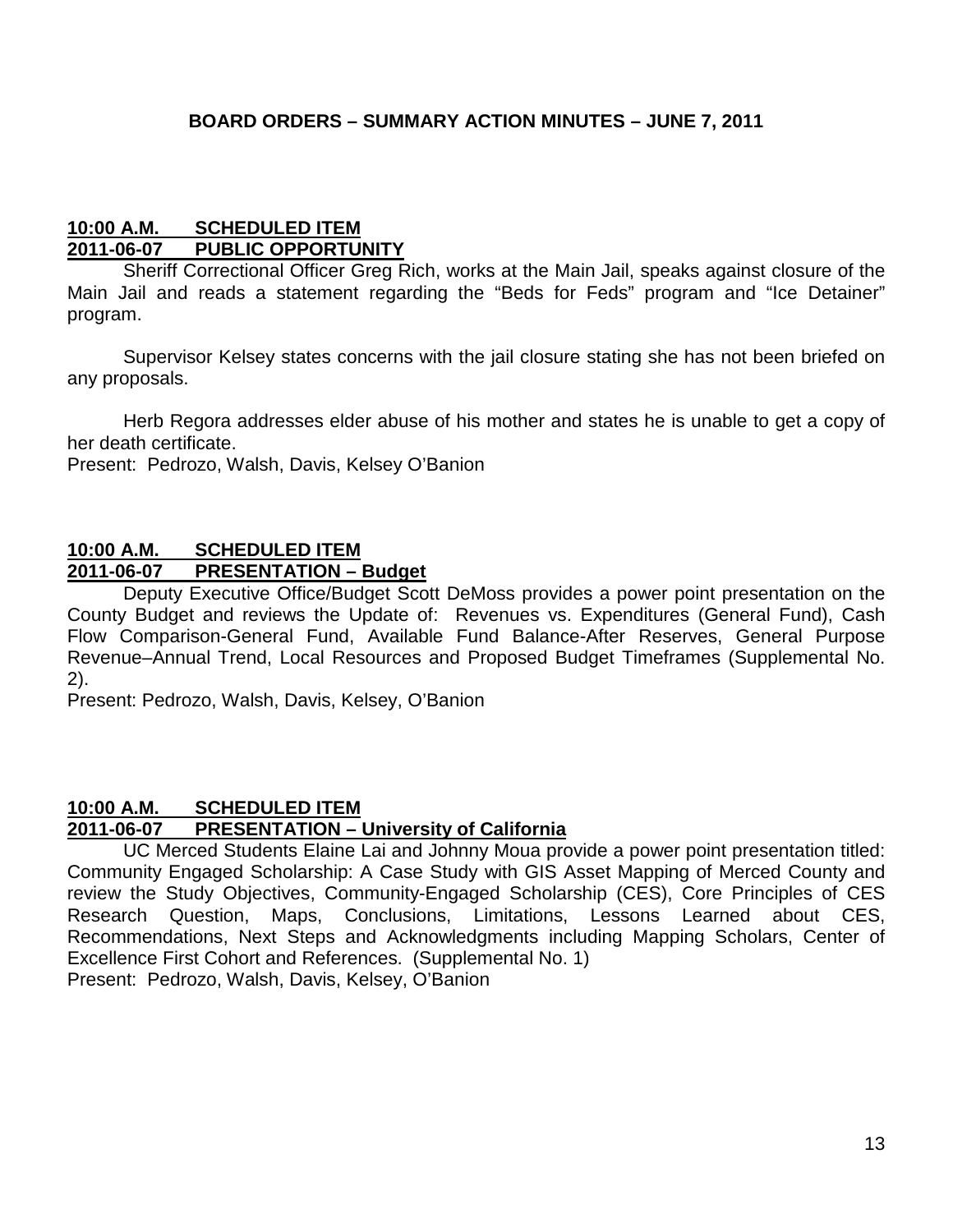## BOARD ORDERS – SUMMARY ACTION MINUTES – JUNE 7, 2011

**10:00 A.M. SCHEDULED ITEM**
**2011-06-07 PUBLIC OPPORTUNITY**

Sheriff Correctional Officer Greg Rich, works at the Main Jail, speaks against closure of the Main Jail and reads a statement regarding the "Beds for Feds" program and "Ice Detainer" program.

Supervisor Kelsey states concerns with the jail closure stating she has not been briefed on any proposals.

Herb Regora addresses elder abuse of his mother and states he is unable to get a copy of her death certificate.
Present: Pedrozo, Walsh, Davis, Kelsey O'Banion

**10:00 A.M. SCHEDULED ITEM**
**2011-06-07 PRESENTATION – Budget**

Deputy Executive Office/Budget Scott DeMoss provides a power point presentation on the County Budget and reviews the Update of: Revenues vs. Expenditures (General Fund), Cash Flow Comparison-General Fund, Available Fund Balance-After Reserves, General Purpose Revenue–Annual Trend, Local Resources and Proposed Budget Timeframes (Supplemental No. 2).
Present: Pedrozo, Walsh, Davis, Kelsey, O'Banion

**10:00 A.M. SCHEDULED ITEM**
**2011-06-07 PRESENTATION – University of California**

UC Merced Students Elaine Lai and Johnny Moua provide a power point presentation titled: Community Engaged Scholarship: A Case Study with GIS Asset Mapping of Merced County and review the Study Objectives, Community-Engaged Scholarship (CES), Core Principles of CES Research Question, Maps, Conclusions, Limitations, Lessons Learned about CES, Recommendations, Next Steps and Acknowledgments including Mapping Scholars, Center of Excellence First Cohort and References. (Supplemental No. 1)
Present: Pedrozo, Walsh, Davis, Kelsey, O'Banion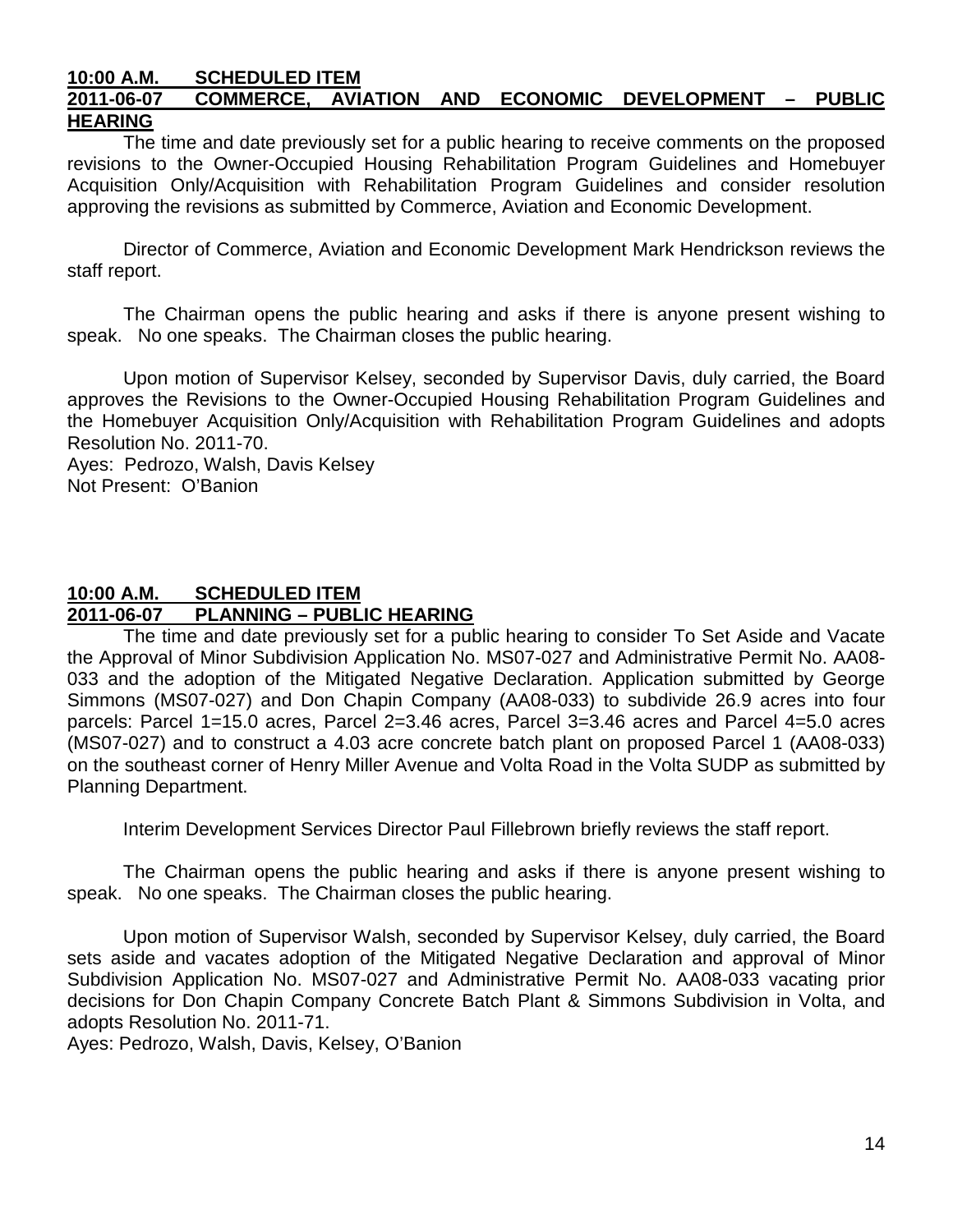**10:00 A.M. SCHEDULED ITEM**
**2011-06-07 COMMERCE, AVIATION AND ECONOMIC DEVELOPMENT – PUBLIC HEARING**

The time and date previously set for a public hearing to receive comments on the proposed revisions to the Owner-Occupied Housing Rehabilitation Program Guidelines and Homebuyer Acquisition Only/Acquisition with Rehabilitation Program Guidelines and consider resolution approving the revisions as submitted by Commerce, Aviation and Economic Development.

Director of Commerce, Aviation and Economic Development Mark Hendrickson reviews the staff report.

The Chairman opens the public hearing and asks if there is anyone present wishing to speak. No one speaks. The Chairman closes the public hearing.

Upon motion of Supervisor Kelsey, seconded by Supervisor Davis, duly carried, the Board approves the Revisions to the Owner-Occupied Housing Rehabilitation Program Guidelines and the Homebuyer Acquisition Only/Acquisition with Rehabilitation Program Guidelines and adopts Resolution No. 2011-70.
Ayes: Pedrozo, Walsh, Davis Kelsey
Not Present: O'Banion

**10:00 A.M. SCHEDULED ITEM**
**2011-06-07 PLANNING – PUBLIC HEARING**

The time and date previously set for a public hearing to consider To Set Aside and Vacate the Approval of Minor Subdivision Application No. MS07-027 and Administrative Permit No. AA08-033 and the adoption of the Mitigated Negative Declaration. Application submitted by George Simmons (MS07-027) and Don Chapin Company (AA08-033) to subdivide 26.9 acres into four parcels: Parcel 1=15.0 acres, Parcel 2=3.46 acres, Parcel 3=3.46 acres and Parcel 4=5.0 acres (MS07-027) and to construct a 4.03 acre concrete batch plant on proposed Parcel 1 (AA08-033) on the southeast corner of Henry Miller Avenue and Volta Road in the Volta SUDP as submitted by Planning Department.

Interim Development Services Director Paul Fillebrown briefly reviews the staff report.

The Chairman opens the public hearing and asks if there is anyone present wishing to speak. No one speaks. The Chairman closes the public hearing.

Upon motion of Supervisor Walsh, seconded by Supervisor Kelsey, duly carried, the Board sets aside and vacates adoption of the Mitigated Negative Declaration and approval of Minor Subdivision Application No. MS07-027 and Administrative Permit No. AA08-033 vacating prior decisions for Don Chapin Company Concrete Batch Plant & Simmons Subdivision in Volta, and adopts Resolution No. 2011-71.
Ayes: Pedrozo, Walsh, Davis, Kelsey, O'Banion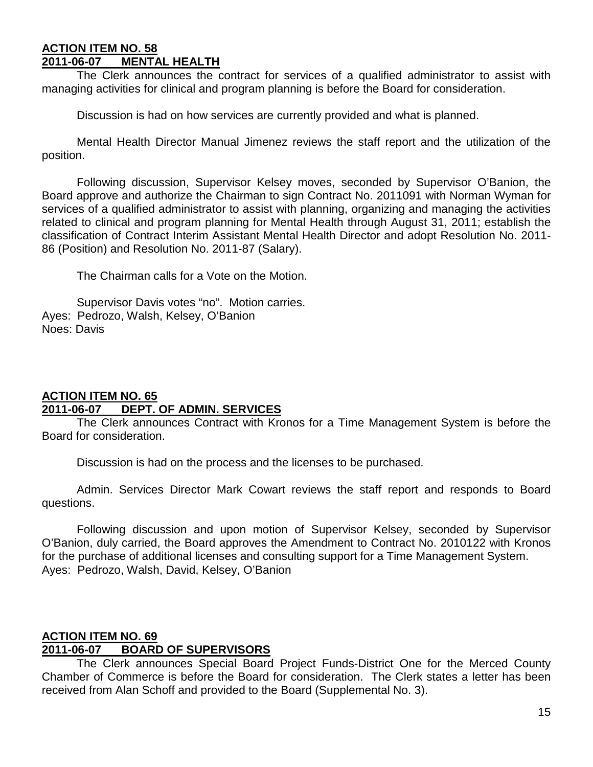**ACTION ITEM NO. 58**
**2011-06-07 MENTAL HEALTH**

The Clerk announces the contract for services of a qualified administrator to assist with managing activities for clinical and program planning is before the Board for consideration.

Discussion is had on how services are currently provided and what is planned.

Mental Health Director Manual Jimenez reviews the staff report and the utilization of the position.

Following discussion, Supervisor Kelsey moves, seconded by Supervisor O'Banion, the Board approve and authorize the Chairman to sign Contract No. 2011091 with Norman Wyman for services of a qualified administrator to assist with planning, organizing and managing the activities related to clinical and program planning for Mental Health through August 31, 2011; establish the classification of Contract Interim Assistant Mental Health Director and adopt Resolution No. 2011-86 (Position) and Resolution No. 2011-87 (Salary).

The Chairman calls for a Vote on the Motion.

Supervisor Davis votes "no". Motion carries.
Ayes: Pedrozo, Walsh, Kelsey, O'Banion
Noes: Davis

**ACTION ITEM NO. 65**
**2011-06-07 DEPT. OF ADMIN. SERVICES**

The Clerk announces Contract with Kronos for a Time Management System is before the Board for consideration.

Discussion is had on the process and the licenses to be purchased.

Admin. Services Director Mark Cowart reviews the staff report and responds to Board questions.

Following discussion and upon motion of Supervisor Kelsey, seconded by Supervisor O'Banion, duly carried, the Board approves the Amendment to Contract No. 2010122 with Kronos for the purchase of additional licenses and consulting support for a Time Management System.
Ayes: Pedrozo, Walsh, David, Kelsey, O'Banion

**ACTION ITEM NO. 69**
**2011-06-07 BOARD OF SUPERVISORS**

The Clerk announces Special Board Project Funds-District One for the Merced County Chamber of Commerce is before the Board for consideration. The Clerk states a letter has been received from Alan Schoff and provided to the Board (Supplemental No. 3).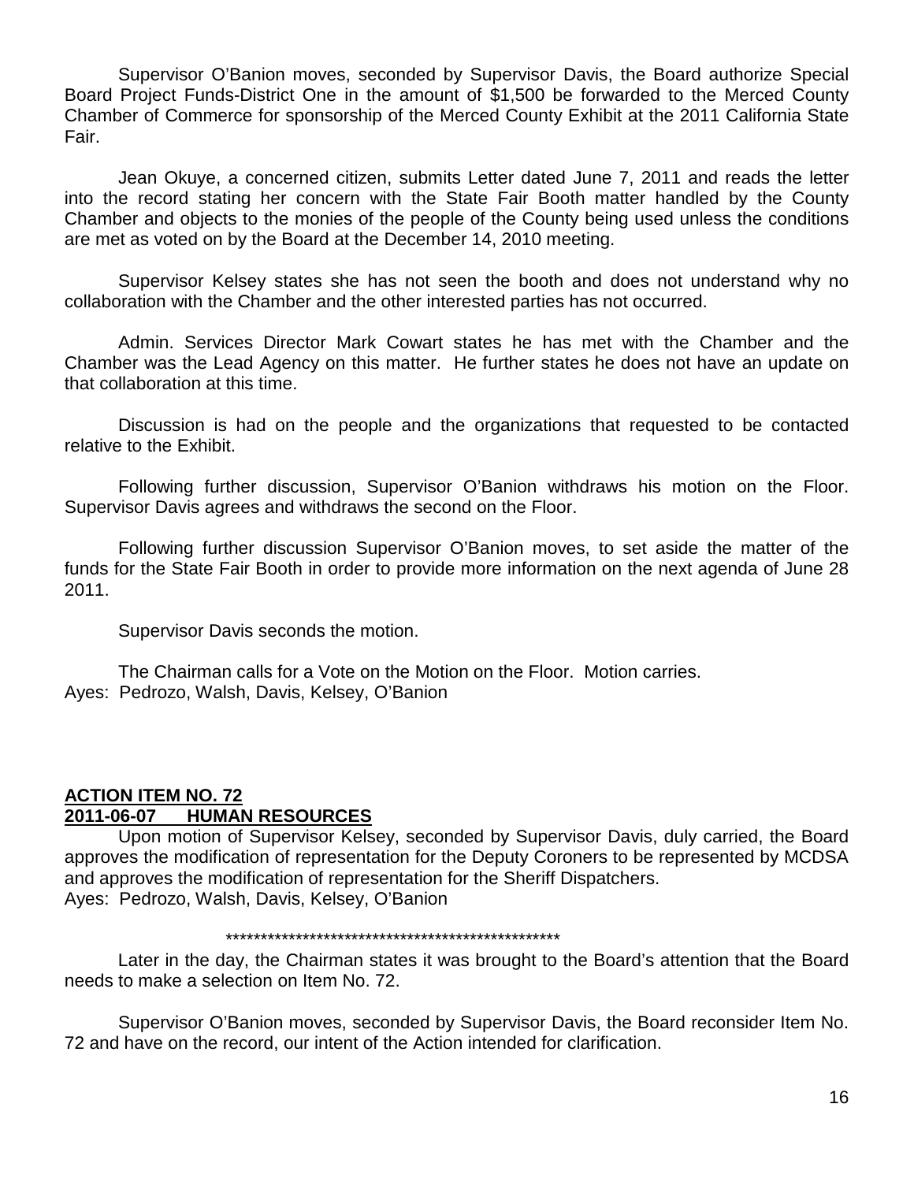Supervisor O'Banion moves, seconded by Supervisor Davis, the Board authorize Special Board Project Funds-District One in the amount of $1,500 be forwarded to the Merced County Chamber of Commerce for sponsorship of the Merced County Exhibit at the 2011 California State Fair.

Jean Okuye, a concerned citizen, submits Letter dated June 7, 2011 and reads the letter into the record stating her concern with the State Fair Booth matter handled by the County Chamber and objects to the monies of the people of the County being used unless the conditions are met as voted on by the Board at the December 14, 2010 meeting.

Supervisor Kelsey states she has not seen the booth and does not understand why no collaboration with the Chamber and the other interested parties has not occurred.

Admin. Services Director Mark Cowart states he has met with the Chamber and the Chamber was the Lead Agency on this matter. He further states he does not have an update on that collaboration at this time.

Discussion is had on the people and the organizations that requested to be contacted relative to the Exhibit.

Following further discussion, Supervisor O'Banion withdraws his motion on the Floor. Supervisor Davis agrees and withdraws the second on the Floor.

Following further discussion Supervisor O'Banion moves, to set aside the matter of the funds for the State Fair Booth in order to provide more information on the next agenda of June 28 2011.

Supervisor Davis seconds the motion.

The Chairman calls for a Vote on the Motion on the Floor. Motion carries.
Ayes: Pedrozo, Walsh, Davis, Kelsey, O'Banion

**ACTION ITEM NO. 72**
**2011-06-07 HUMAN RESOURCES**

Upon motion of Supervisor Kelsey, seconded by Supervisor Davis, duly carried, the Board approves the modification of representation for the Deputy Coroners to be represented by MCDSA and approves the modification of representation for the Sheriff Dispatchers.
Ayes: Pedrozo, Walsh, Davis, Kelsey, O'Banion

**************************************************

Later in the day, the Chairman states it was brought to the Board's attention that the Board needs to make a selection on Item No. 72.

Supervisor O'Banion moves, seconded by Supervisor Davis, the Board reconsider Item No. 72 and have on the record, our intent of the Action intended for clarification.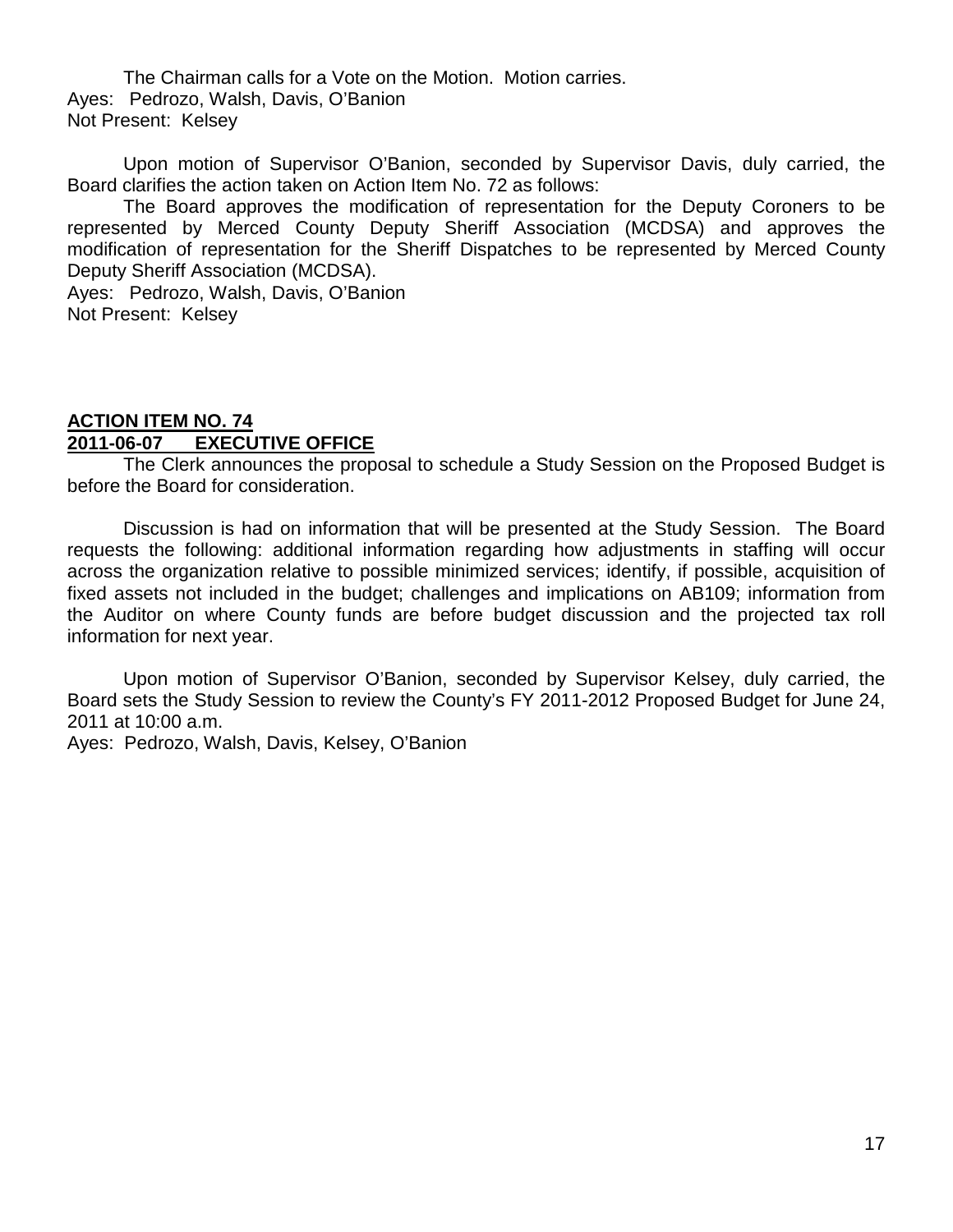The Chairman calls for a Vote on the Motion. Motion carries.
Ayes: Pedrozo, Walsh, Davis, O'Banion
Not Present: Kelsey

Upon motion of Supervisor O'Banion, seconded by Supervisor Davis, duly carried, the Board clarifies the action taken on Action Item No. 72 as follows:

The Board approves the modification of representation for the Deputy Coroners to be represented by Merced County Deputy Sheriff Association (MCDSA) and approves the modification of representation for the Sheriff Dispatches to be represented by Merced County Deputy Sheriff Association (MCDSA).
Ayes: Pedrozo, Walsh, Davis, O'Banion
Not Present: Kelsey

**ACTION ITEM NO. 74**
**2011-06-07 EXECUTIVE OFFICE**

The Clerk announces the proposal to schedule a Study Session on the Proposed Budget is before the Board for consideration.

Discussion is had on information that will be presented at the Study Session. The Board requests the following: additional information regarding how adjustments in staffing will occur across the organization relative to possible minimized services; identify, if possible, acquisition of fixed assets not included in the budget; challenges and implications on AB109; information from the Auditor on where County funds are before budget discussion and the projected tax roll information for next year.

Upon motion of Supervisor O'Banion, seconded by Supervisor Kelsey, duly carried, the Board sets the Study Session to review the County's FY 2011-2012 Proposed Budget for June 24, 2011 at 10:00 a.m.
Ayes: Pedrozo, Walsh, Davis, Kelsey, O'Banion